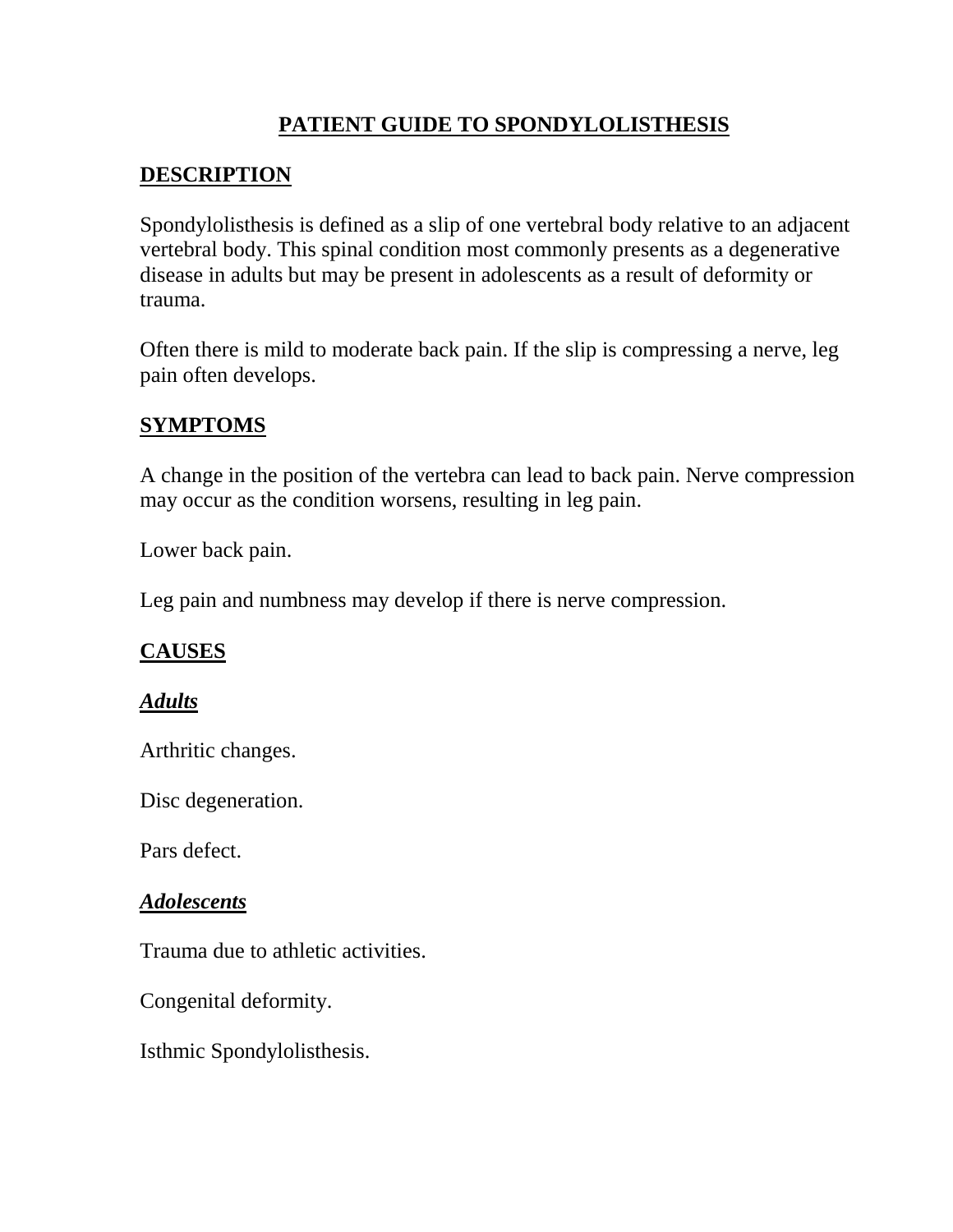# PATIENT GUIDE TO SPONDYLOLISTHESIS

## DESCRIPTION

Spondylolisthesis is defined as a slip of one vertebral body relative to an adjacent vertebral body. This spinal condition most commonly presents as a degenerative disease in adults but may be present in adolescents as a result of deformity or trauma.

Often there is mild to moderate back pain. If the slip is compressing a nerve, leg pain often develops.

## SYMPTOMS

A change in the position of the vertebra can lead to back pain. Nerve compression may occur as the condition worsens, resulting in leg pain.

Lower back pain.

Leg pain and numbness may develop if there is nerve compression.

## CAUSES

### *Adults*

Arthritic changes.

Disc degeneration.

Pars defect.

### *Adolescents*

Trauma due to athletic activities.

Congenital deformity.

Isthmic Spondylolisthesis.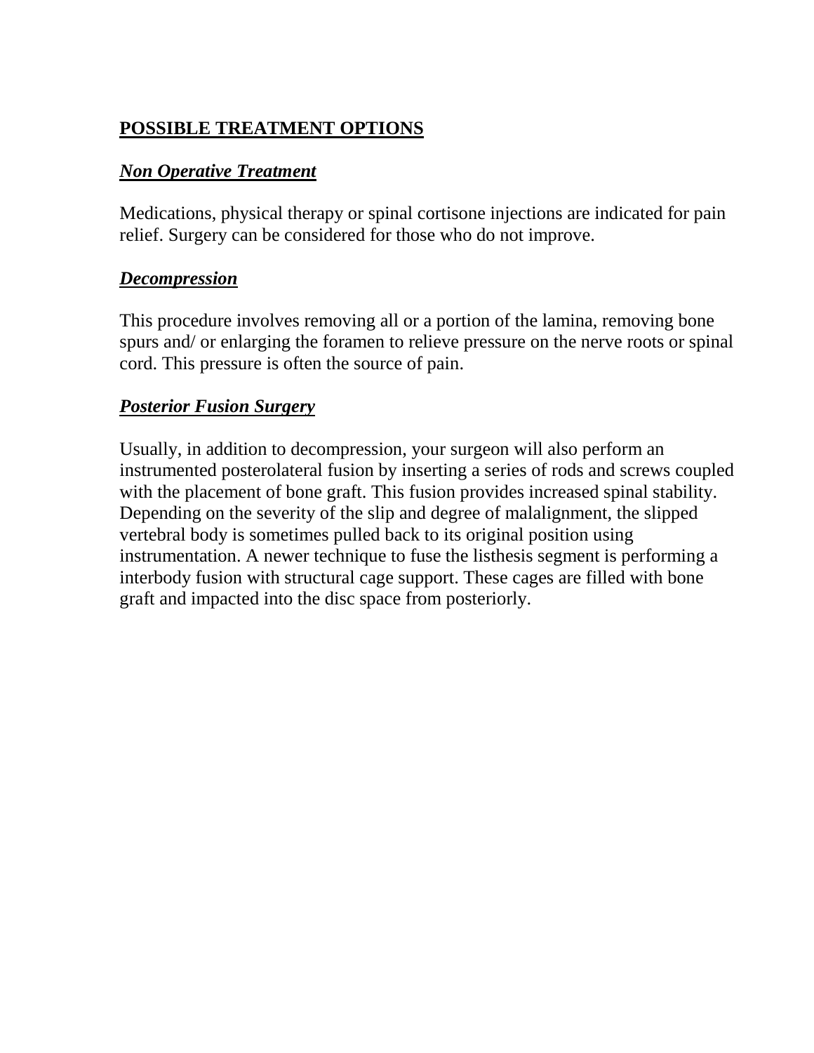## POSSIBLE TREATMENT OPTIONS

### ***Non Operative Treatment***

Medications, physical therapy or spinal cortisone injections are indicated for pain relief. Surgery can be considered for those who do not improve.

### ***Decompression***

This procedure involves removing all or a portion of the lamina, removing bone spurs and/ or enlarging the foramen to relieve pressure on the nerve roots or spinal cord. This pressure is often the source of pain.

### ***Posterior Fusion Surgery***

Usually, in addition to decompression, your surgeon will also perform an instrumented posterolateral fusion by inserting a series of rods and screws coupled with the placement of bone graft. This fusion provides increased spinal stability. Depending on the severity of the slip and degree of malalignment, the slipped vertebral body is sometimes pulled back to its original position using instrumentation. A newer technique to fuse the listhesis segment is performing a interbody fusion with structural cage support. These cages are filled with bone graft and impacted into the disc space from posteriorly.